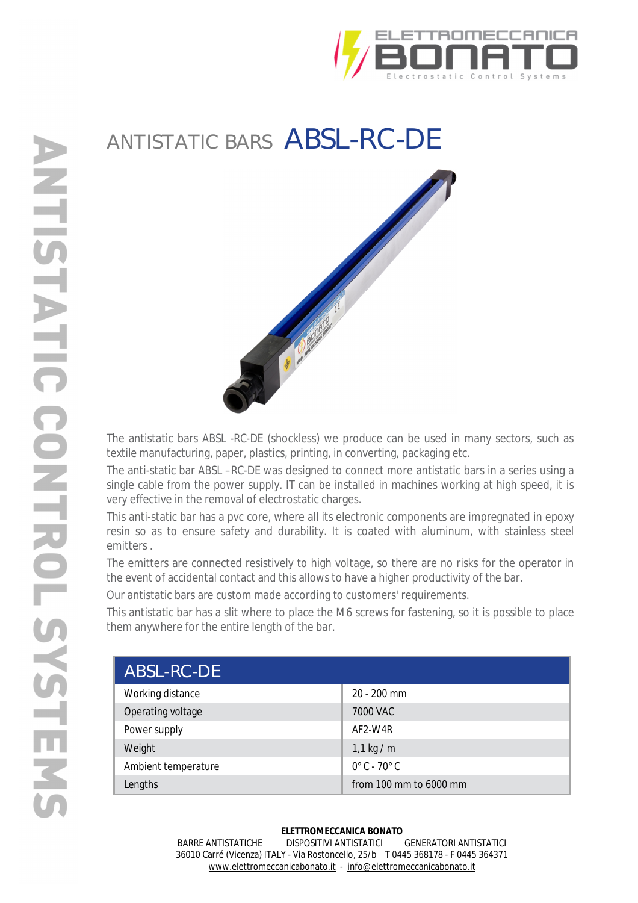# ANTISTATIC BARS ABSL-RC-DE

The antistatic bars ABSL -RC-DE (shockless) we produce can be used in many sectors, such as textile manufacturing, paper, plastics, printing, in converting, packaging etc.

The anti-static bar ABSL –RC-DE was designed to connect more antistatic bars in a series using a single cable from the power supply. IT can be installed in machines working at high speed, it is very effective in the removal of electrostatic charges.

This anti-static bar has a pvc core, where all its electronic components are impregnated in epoxy resin so as to ensure safety and durability. It is coated with aluminum, with stainless steel emitters .

The emitters are connected resistively to high voltage, so there are no risks for the operator in the event of accidental contact and this allows to have a higher productivity of the bar.

Our antistatic bars are custom made according to customers' requirements.

This antistatic bar has a slit where to place the M6 screws for fastening, so it is possible to place them anywhere for the entire length of the bar.

| ABSL-RC-DE | |
|---|---|
| Working distance | 20 - 200 mm |
| Operating voltage | 7000 VAC |
| Power supply | AF2-W4R |
| Weight | 1,1 kg / m |
| Ambient temperature | 0° C - 70° C |
| Lengths | from 100 mm to 6000 mm |

**ELETTROMECCANICA BONATO**
BARRE ANTISTATICHE DISPOSITIVI ANTISTATICI GENERATORI ANTISTATICI
36010 Carré (Vicenza) ITALY - Via Rostoncello, 25/b T 0445 368178 - F 0445 364371
www.elettromeccanicabonato.it - info@elettromeccanicabonato.it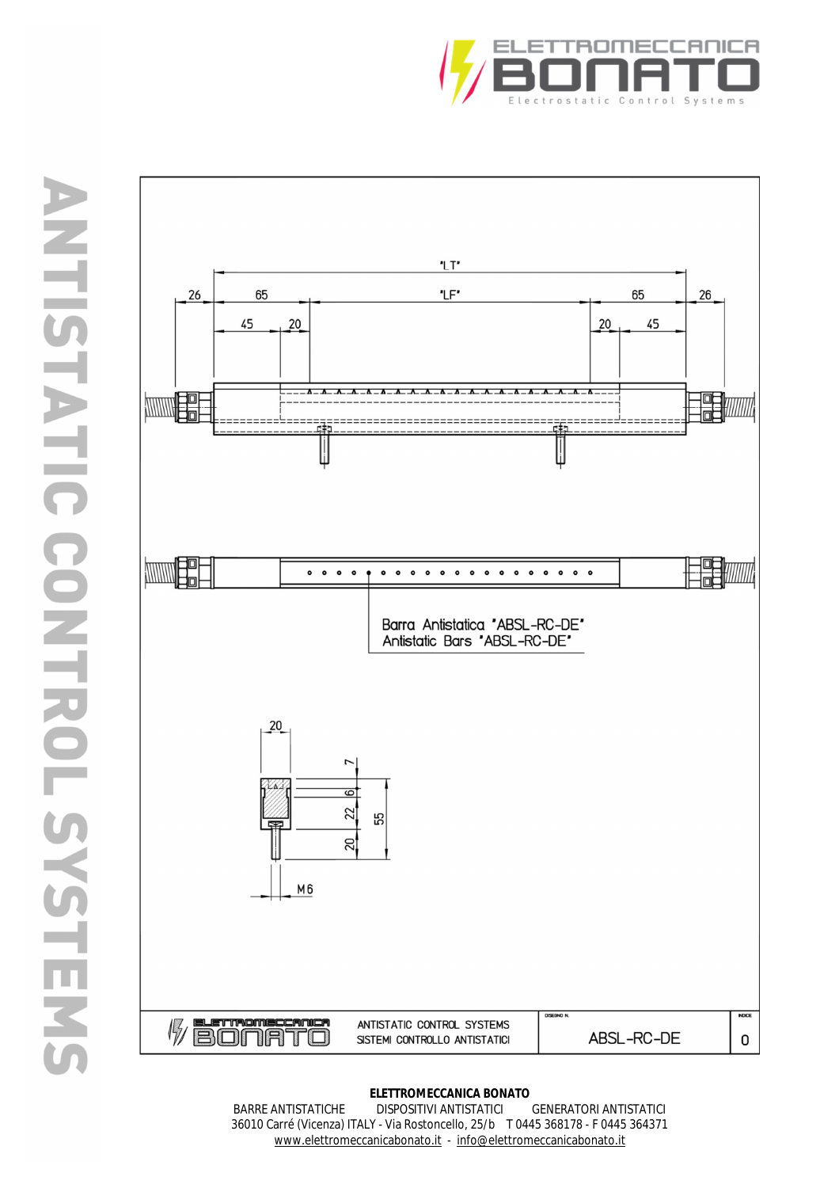ANTISTATIC CONTROL SYSTEMS

"LT"

26 65 "LF" 65 26

45 20 20 45

Barra Antistatica "ABSL-RC-DE"
Antistatic Bars "ABSL-RC-DE"

20

7
6
22 55
20

M6

ANTISTATIC CONTROL SYSTEMS
SISTEMI CONTROLLO ANTISTATICI

DISEGNO N.
ABSL-RC-DE

INDICE
0

**ELETTROMECCANICA BONATO**

BARRE ANTISTATICHE DISPOSITIVI ANTISTATICI GENERATORI ANTISTATICI

36010 Carré (Vicenza) ITALY - Via Rostoncello, 25/b T 0445 368178 - F 0445 364371

www.elettromeccanicabonato.it - info@elettromeccanicabonato.it